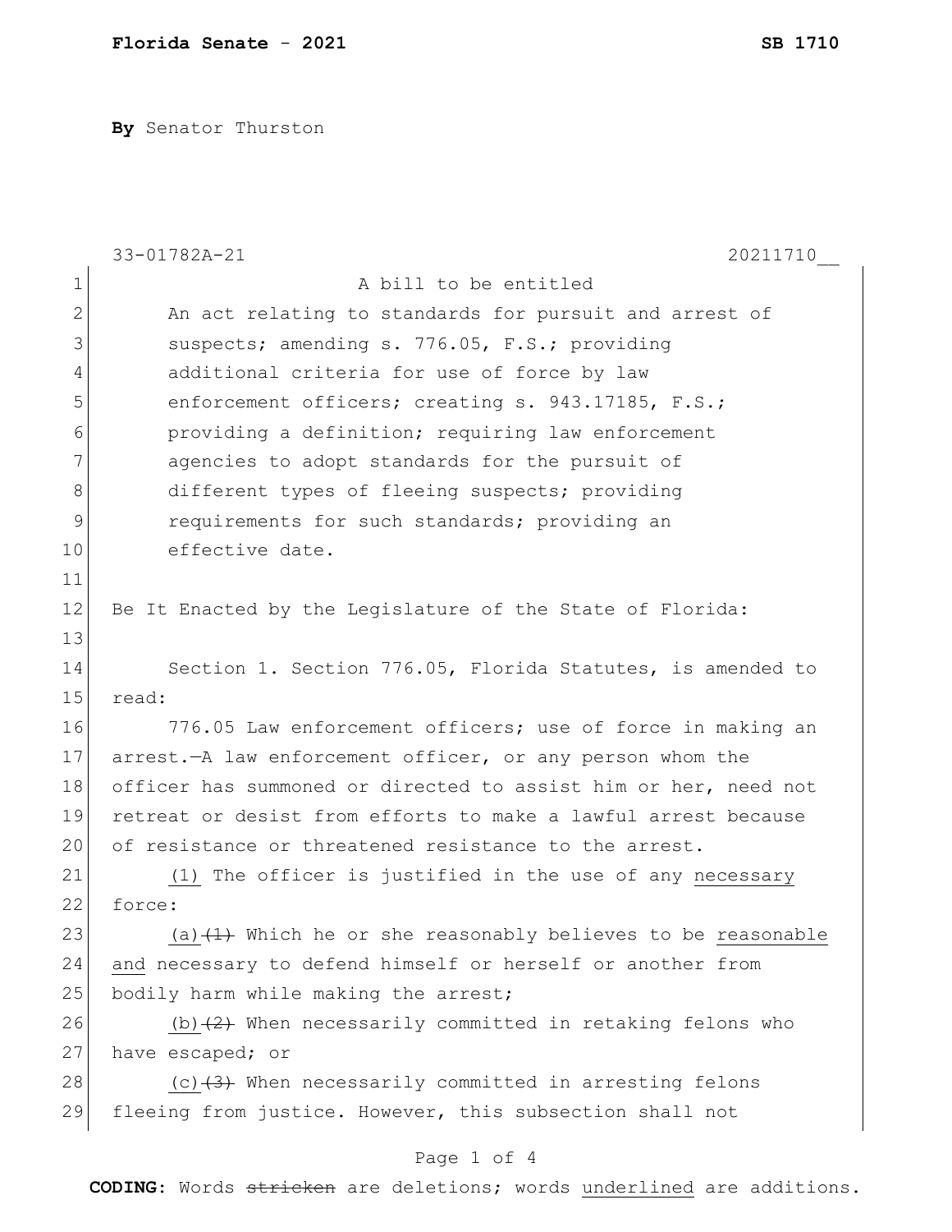**By** Senator Thurston

33-01782A-21 20211710__

A bill to be entitled

An act relating to standards for pursuit and arrest of suspects; amending s. 776.05, F.S.; providing additional criteria for use of force by law enforcement officers; creating s. 943.17185, F.S.; providing a definition; requiring law enforcement agencies to adopt standards for the pursuit of different types of fleeing suspects; providing requirements for such standards; providing an effective date.

Be It Enacted by the Legislature of the State of Florida:

Section 1. Section 776.05, Florida Statutes, is amended to read:

776.05 Law enforcement officers; use of force in making an arrest.—A law enforcement officer, or any person whom the officer has summoned or directed to assist him or her, need not retreat or desist from efforts to make a lawful arrest because of resistance or threatened resistance to the arrest.

<u>(1)</u> The officer is justified in the use of any <u>necessary</u> force:

<u>(a)</u>~~(1)~~ Which he or she reasonably believes to be <u>reasonable and</u> necessary to defend himself or herself or another from bodily harm while making the arrest;

<u>(b)</u>~~(2)~~ When necessarily committed in retaking felons who have escaped; or

<u>(c)</u>~~(3)~~ When necessarily committed in arresting felons fleeing from justice. However, this subsection shall not

**CODING:** Words ~~stricken~~ are deletions; words <u>underlined</u> are additions.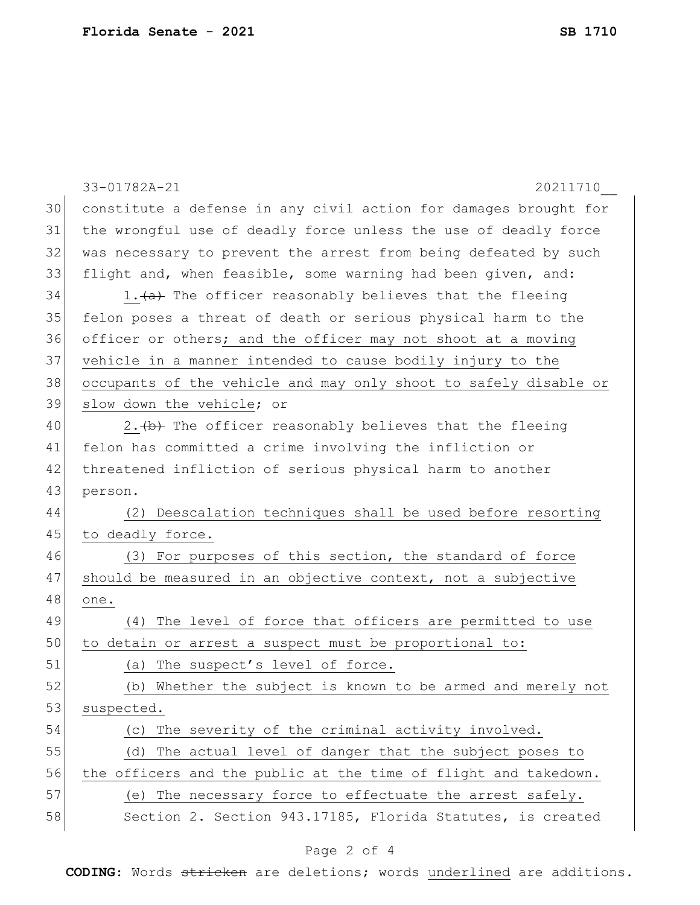constitute a defense in any civil action for damages brought for the wrongful use of deadly force unless the use of deadly force was necessary to prevent the arrest from being defeated by such flight and, when feasible, some warning had been given, and:

1.~~(a)~~ The officer reasonably believes that the fleeing felon poses a threat of death or serious physical harm to the officer or others<u>; and the officer may not shoot at a moving vehicle in a manner intended to cause bodily injury to the occupants of the vehicle and may only shoot to safely disable or slow down the vehicle</u>; or

2.~~(b)~~ The officer reasonably believes that the fleeing felon has committed a crime involving the infliction or threatened infliction of serious physical harm to another person.

<u>(2) Deescalation techniques shall be used before resorting to deadly force.</u>

<u>(3) For purposes of this section, the standard of force should be measured in an objective context, not a subjective one.</u>

<u>(4) The level of force that officers are permitted to use to detain or arrest a suspect must be proportional to:</u>

<u>(a) The suspect's level of force.</u>

<u>(b) Whether the subject is known to be armed and merely not suspected.</u>

<u>(c) The severity of the criminal activity involved.</u>

<u>(d) The actual level of danger that the subject poses to the officers and the public at the time of flight and takedown.</u>

<u>(e) The necessary force to effectuate the arrest safely.</u>

Section 2. Section 943.17185, Florida Statutes, is created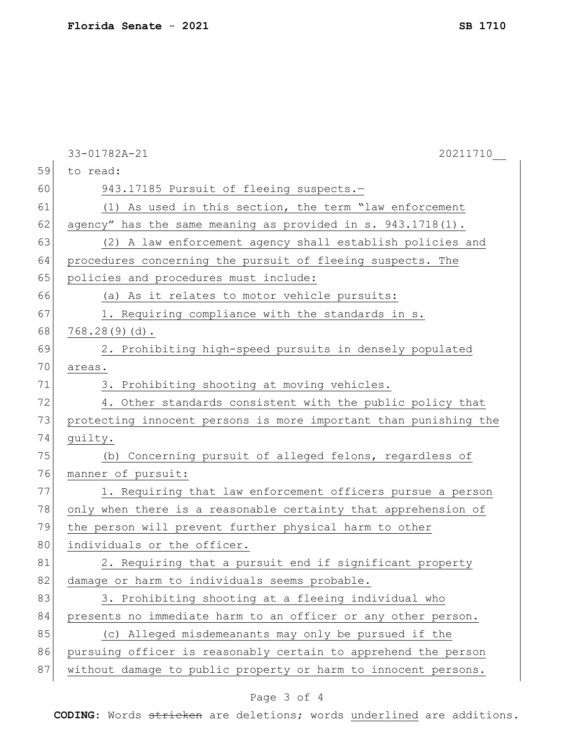to read:

943.17185 Pursuit of fleeing suspects.—

(1) As used in this section, the term "law enforcement agency" has the same meaning as provided in s. 943.1718(1).

(2) A law enforcement agency shall establish policies and procedures concerning the pursuit of fleeing suspects. The policies and procedures must include:

(a) As it relates to motor vehicle pursuits:

1. Requiring compliance with the standards in s. 768.28(9)(d).

2. Prohibiting high-speed pursuits in densely populated areas.

3. Prohibiting shooting at moving vehicles.

4. Other standards consistent with the public policy that protecting innocent persons is more important than punishing the guilty.

(b) Concerning pursuit of alleged felons, regardless of manner of pursuit:

1. Requiring that law enforcement officers pursue a person only when there is a reasonable certainty that apprehension of the person will prevent further physical harm to other individuals or the officer.

2. Requiring that a pursuit end if significant property damage or harm to individuals seems probable.

3. Prohibiting shooting at a fleeing individual who presents no immediate harm to an officer or any other person.

(c) Alleged misdemeanants may only be pursued if the pursuing officer is reasonably certain to apprehend the person without damage to public property or harm to innocent persons.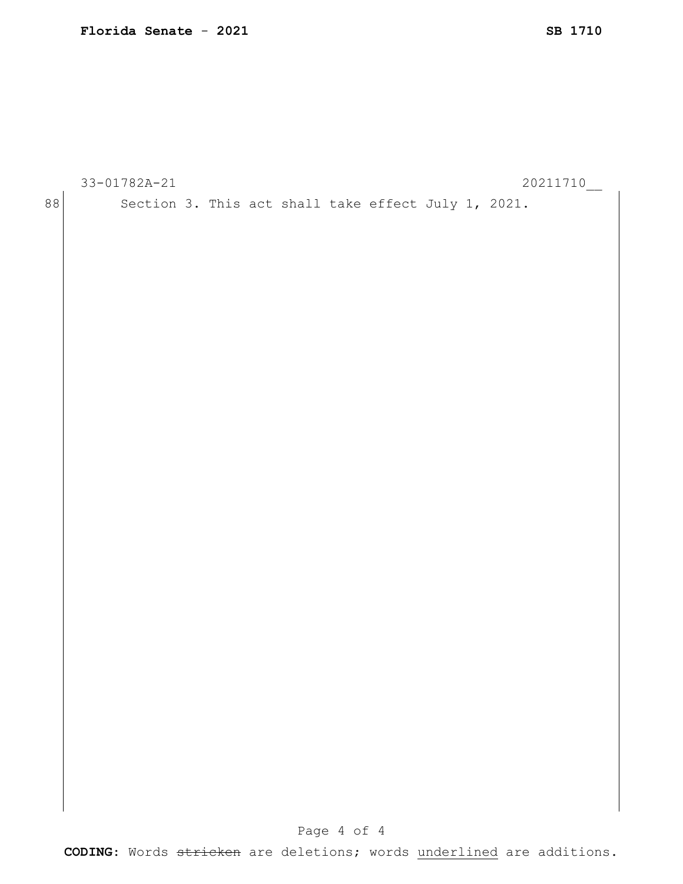33-01782A-21 20211710__

88 Section 3. This act shall take effect July 1, 2021.